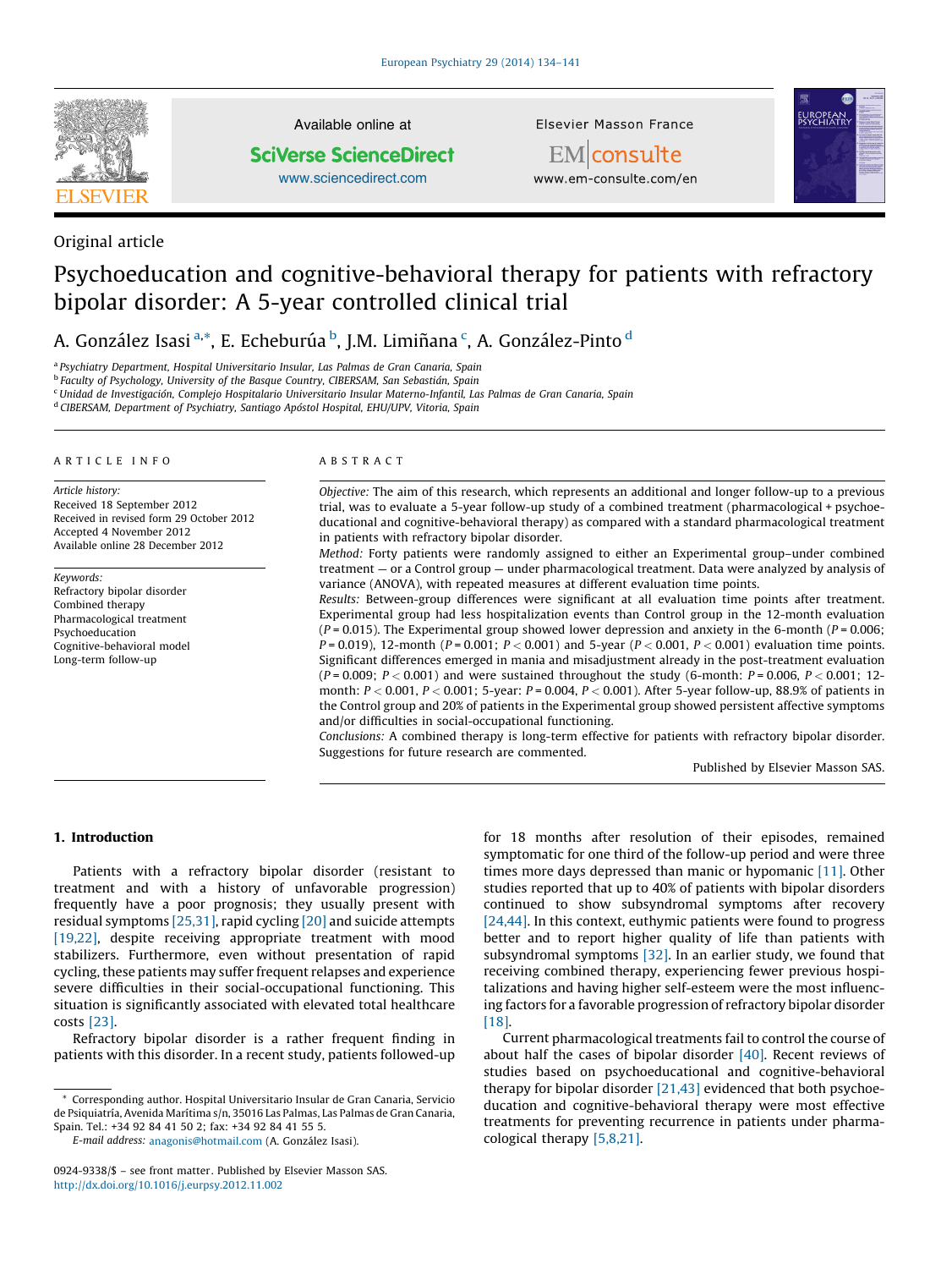Original article

# Psychoeducation and cognitive-behavioral therapy for patients with refractory bipolar disorder: A 5-year controlled clinical trial

A. González Isasi [a,*], E. Echeburúa [b], J.M. Limiñana [c], A. González-Pinto [d]

[a] Psychiatry Department, Hospital Universitario Insular, Las Palmas de Gran Canaria, Spain
[b] Faculty of Psychology, University of the Basque Country, CIBERSAM, San Sebastián, Spain
[c] Unidad de Investigación, Complejo Hospitalario Universitario Insular Materno-Infantil, Las Palmas de Gran Canaria, Spain
[d] CIBERSAM, Department of Psychiatry, Santiago Apóstol Hospital, EHU/UPV, Vitoria, Spain

## ARTICLE INFO

*Article history:*
Received 18 September 2012
Received in revised form 29 October 2012
Accepted 4 November 2012
Available online 28 December 2012

*Keywords:*
Refractory bipolar disorder
Combined therapy
Pharmacological treatment
Psychoeducation
Cognitive-behavioral model
Long-term follow-up

## ABSTRACT

*Objective:* The aim of this research, which represents an additional and longer follow-up to a previous trial, was to evaluate a 5-year follow-up study of a combined treatment (pharmacological + psychoeducational and cognitive-behavioral therapy) as compared with a standard pharmacological treatment in patients with refractory bipolar disorder.

*Method:* Forty patients were randomly assigned to either an Experimental group–under combined treatment — or a Control group — under pharmacological treatment. Data were analyzed by analysis of variance (ANOVA), with repeated measures at different evaluation time points.

*Results:* Between-group differences were significant at all evaluation time points after treatment. Experimental group had less hospitalization events than Control group in the 12-month evaluation ($P = 0.015$). The Experimental group showed lower depression and anxiety in the 6-month ($P = 0.006$; $P = 0.019$), 12-month ($P = 0.001$; $P < 0.001$) and 5-year ($P < 0.001$, $P < 0.001$) evaluation time points. Significant differences emerged in mania and misadjustment already in the post-treatment evaluation ($P = 0.009$; $P < 0.001$) and were sustained throughout the study (6-month: $P = 0.006$, $P < 0.001$; 12-month: $P < 0.001$, $P < 0.001$; 5-year: $P = 0.004$, $P < 0.001$). After 5-year follow-up, 88.9% of patients in the Control group and 20% of patients in the Experimental group showed persistent affective symptoms and/or difficulties in social-occupational functioning.

*Conclusions:* A combined therapy is long-term effective for patients with refractory bipolar disorder. Suggestions for future research are commented.

Published by Elsevier Masson SAS.

## 1. Introduction

Patients with a refractory bipolar disorder (resistant to treatment and with a history of unfavorable progression) frequently have a poor prognosis; they usually present with residual symptoms [25,31], rapid cycling [20] and suicide attempts [19,22], despite receiving appropriate treatment with mood stabilizers. Furthermore, even without presentation of rapid cycling, these patients may suffer frequent relapses and experience severe difficulties in their social-occupational functioning. This situation is significantly associated with elevated total healthcare costs [23].

Refractory bipolar disorder is a rather frequent finding in patients with this disorder. In a recent study, patients followed-up for 18 months after resolution of their episodes, remained symptomatic for one third of the follow-up period and were three times more days depressed than manic or hypomanic [11]. Other studies reported that up to 40% of patients with bipolar disorders continued to show subsyndromal symptoms after recovery [24,44]. In this context, euthymic patients were found to progress better and to report higher quality of life than patients with subsyndromal symptoms [32]. In an earlier study, we found that receiving combined therapy, experiencing fewer previous hospitalizations and having higher self-esteem were the most influencing factors for a favorable progression of refractory bipolar disorder [18].

Current pharmacological treatments fail to control the course of about half the cases of bipolar disorder [40]. Recent reviews of studies based on psychoeducational and cognitive-behavioral therapy for bipolar disorder [21,43] evidenced that both psychoeducation and cognitive-behavioral therapy were most effective treatments for preventing recurrence in patients under pharmacological therapy [5,8,21].

* Corresponding author. Hospital Universitario Insular de Gran Canaria, Servicio de Psiquiatría, Avenida Marítima s/n, 35016 Las Palmas, Las Palmas de Gran Canaria, Spain. Tel.: +34 92 84 41 50 2; fax: +34 92 84 41 55 5.
E-mail address: anagonis@hotmail.com (A. González Isasi).

0924-9338/$ – see front matter. Published by Elsevier Masson SAS.
http://dx.doi.org/10.1016/j.eurpsy.2012.11.002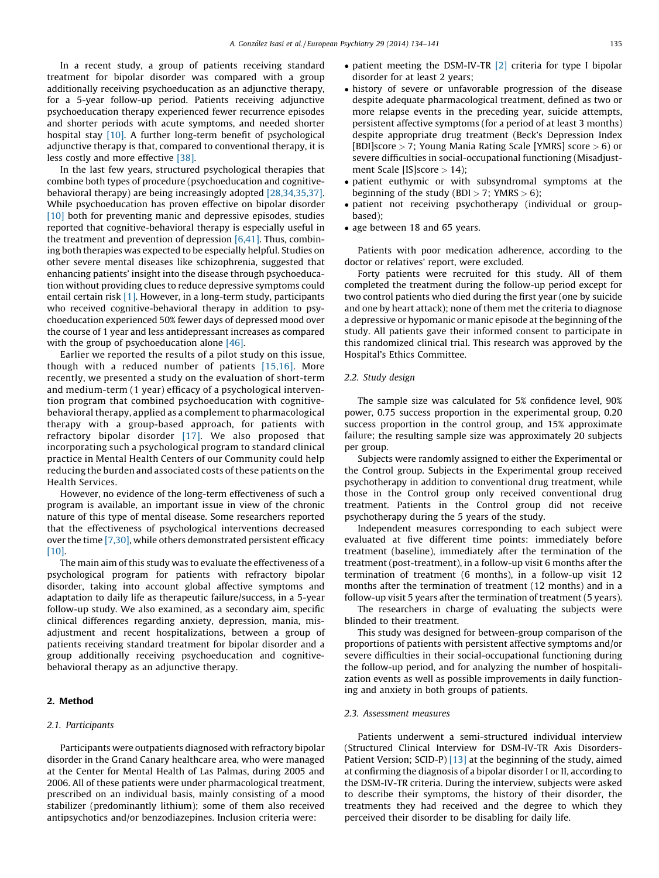In a recent study, a group of patients receiving standard treatment for bipolar disorder was compared with a group additionally receiving psychoeducation as an adjunctive therapy, for a 5-year follow-up period. Patients receiving adjunctive psychoeducation therapy experienced fewer recurrence episodes and shorter periods with acute symptoms, and needed shorter hospital stay [10]. A further long-term benefit of psychological adjunctive therapy is that, compared to conventional therapy, it is less costly and more effective [38].

In the last few years, structured psychological therapies that combine both types of procedure (psychoeducation and cognitive-behavioral therapy) are being increasingly adopted [28,34,35,37]. While psychoeducation has proven effective on bipolar disorder [10] both for preventing manic and depressive episodes, studies reported that cognitive-behavioral therapy is especially useful in the treatment and prevention of depression [6,41]. Thus, combining both therapies was expected to be especially helpful. Studies on other severe mental diseases like schizophrenia, suggested that enhancing patients' insight into the disease through psychoeducation without providing clues to reduce depressive symptoms could entail certain risk [1]. However, in a long-term study, participants who received cognitive-behavioral therapy in addition to psychoeducation experienced 50% fewer days of depressed mood over the course of 1 year and less antidepressant increases as compared with the group of psychoeducation alone [46].

Earlier we reported the results of a pilot study on this issue, though with a reduced number of patients [15,16]. More recently, we presented a study on the evaluation of short-term and medium-term (1 year) efficacy of a psychological intervention program that combined psychoeducation with cognitive-behavioral therapy, applied as a complement to pharmacological therapy with a group-based approach, for patients with refractory bipolar disorder [17]. We also proposed that incorporating such a psychological program to standard clinical practice in Mental Health Centers of our Community could help reducing the burden and associated costs of these patients on the Health Services.

However, no evidence of the long-term effectiveness of such a program is available, an important issue in view of the chronic nature of this type of mental disease. Some researchers reported that the effectiveness of psychological interventions decreased over the time [7,30], while others demonstrated persistent efficacy [10].

The main aim of this study was to evaluate the effectiveness of a psychological program for patients with refractory bipolar disorder, taking into account global affective symptoms and adaptation to daily life as therapeutic failure/success, in a 5-year follow-up study. We also examined, as a secondary aim, specific clinical differences regarding anxiety, depression, mania, misadjustment and recent hospitalizations, between a group of patients receiving standard treatment for bipolar disorder and a group additionally receiving psychoeducation and cognitive-behavioral therapy as an adjunctive therapy.

## 2. Method

### 2.1. Participants

Participants were outpatients diagnosed with refractory bipolar disorder in the Grand Canary healthcare area, who were managed at the Center for Mental Health of Las Palmas, during 2005 and 2006. All of these patients were under pharmacological treatment, prescribed on an individual basis, mainly consisting of a mood stabilizer (predominantly lithium); some of them also received antipsychotics and/or benzodiazepines. Inclusion criteria were:

- patient meeting the DSM-IV-TR [2] criteria for type I bipolar disorder for at least 2 years;
- history of severe or unfavorable progression of the disease despite adequate pharmacological treatment, defined as two or more relapse events in the preceding year, suicide attempts, persistent affective symptoms (for a period of at least 3 months) despite appropriate drug treatment (Beck's Depression Index [BDI]score > 7; Young Mania Rating Scale [YMRS] score > 6) or severe difficulties in social-occupational functioning (Misadjustment Scale [IS]score > 14);
- patient euthymic or with subsyndromal symptoms at the beginning of the study (BDI > 7; YMRS > 6);
- patient not receiving psychotherapy (individual or group-based);
- age between 18 and 65 years.

Patients with poor medication adherence, according to the doctor or relatives' report, were excluded.

Forty patients were recruited for this study. All of them completed the treatment during the follow-up period except for two control patients who died during the first year (one by suicide and one by heart attack); none of them met the criteria to diagnose a depressive or hypomanic or manic episode at the beginning of the study. All patients gave their informed consent to participate in this randomized clinical trial. This research was approved by the Hospital's Ethics Committee.

### 2.2. Study design

The sample size was calculated for 5% confidence level, 90% power, 0.75 success proportion in the experimental group, 0.20 success proportion in the control group, and 15% approximate failure; the resulting sample size was approximately 20 subjects per group.

Subjects were randomly assigned to either the Experimental or the Control group. Subjects in the Experimental group received psychotherapy in addition to conventional drug treatment, while those in the Control group only received conventional drug treatment. Patients in the Control group did not receive psychotherapy during the 5 years of the study.

Independent measures corresponding to each subject were evaluated at five different time points: immediately before treatment (baseline), immediately after the termination of the treatment (post-treatment), in a follow-up visit 6 months after the termination of treatment (6 months), in a follow-up visit 12 months after the termination of treatment (12 months) and in a follow-up visit 5 years after the termination of treatment (5 years).

The researchers in charge of evaluating the subjects were blinded to their treatment.

This study was designed for between-group comparison of the proportions of patients with persistent affective symptoms and/or severe difficulties in their social-occupational functioning during the follow-up period, and for analyzing the number of hospitalization events as well as possible improvements in daily functioning and anxiety in both groups of patients.

### 2.3. Assessment measures

Patients underwent a semi-structured individual interview (Structured Clinical Interview for DSM-IV-TR Axis Disorders-Patient Version; SCID-P) [13] at the beginning of the study, aimed at confirming the diagnosis of a bipolar disorder I or II, according to the DSM-IV-TR criteria. During the interview, subjects were asked to describe their symptoms, the history of their disorder, the treatments they had received and the degree to which they perceived their disorder to be disabling for daily life.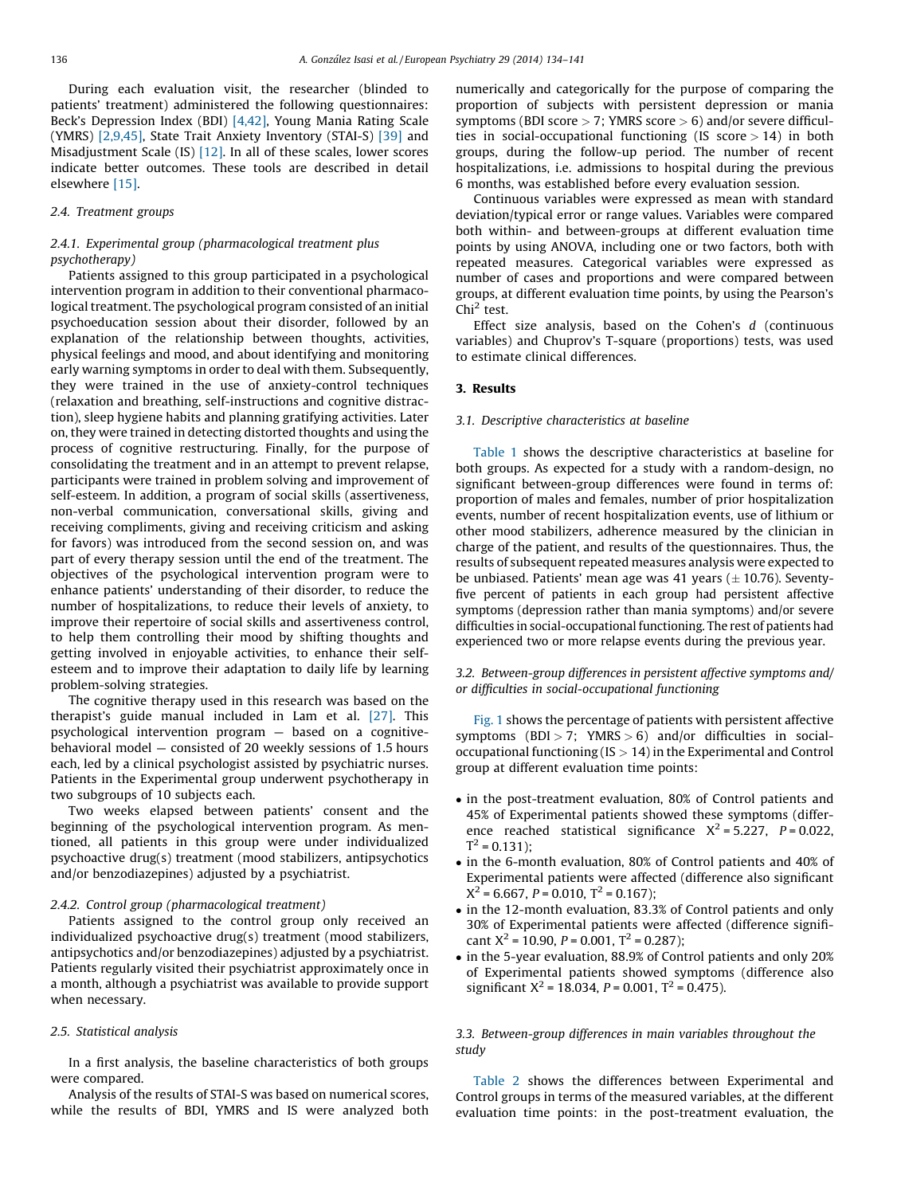During each evaluation visit, the researcher (blinded to patients' treatment) administered the following questionnaires: Beck's Depression Index (BDI) [4,42], Young Mania Rating Scale (YMRS) [2,9,45], State Trait Anxiety Inventory (STAI-S) [39] and Misadjustment Scale (IS) [12]. In all of these scales, lower scores indicate better outcomes. These tools are described in detail elsewhere [15].

### 2.4. Treatment groups

#### 2.4.1. Experimental group (pharmacological treatment plus psychotherapy)

Patients assigned to this group participated in a psychological intervention program in addition to their conventional pharmacological treatment. The psychological program consisted of an initial psychoeducation session about their disorder, followed by an explanation of the relationship between thoughts, activities, physical feelings and mood, and about identifying and monitoring early warning symptoms in order to deal with them. Subsequently, they were trained in the use of anxiety-control techniques (relaxation and breathing, self-instructions and cognitive distraction), sleep hygiene habits and planning gratifying activities. Later on, they were trained in detecting distorted thoughts and using the process of cognitive restructuring. Finally, for the purpose of consolidating the treatment and in an attempt to prevent relapse, participants were trained in problem solving and improvement of self-esteem. In addition, a program of social skills (assertiveness, non-verbal communication, conversational skills, giving and receiving compliments, giving and receiving criticism and asking for favors) was introduced from the second session on, and was part of every therapy session until the end of the treatment. The objectives of the psychological intervention program were to enhance patients' understanding of their disorder, to reduce the number of hospitalizations, to reduce their levels of anxiety, to improve their repertoire of social skills and assertiveness control, to help them controlling their mood by shifting thoughts and getting involved in enjoyable activities, to enhance their self-esteem and to improve their adaptation to daily life by learning problem-solving strategies.

The cognitive therapy used in this research was based on the therapist's guide manual included in Lam et al. [27]. This psychological intervention program — based on a cognitive-behavioral model — consisted of 20 weekly sessions of 1.5 hours each, led by a clinical psychologist assisted by psychiatric nurses. Patients in the Experimental group underwent psychotherapy in two subgroups of 10 subjects each.

Two weeks elapsed between patients' consent and the beginning of the psychological intervention program. As mentioned, all patients in this group were under individualized psychoactive drug(s) treatment (mood stabilizers, antipsychotics and/or benzodiazepines) adjusted by a psychiatrist.

#### 2.4.2. Control group (pharmacological treatment)

Patients assigned to the control group only received an individualized psychoactive drug(s) treatment (mood stabilizers, antipsychotics and/or benzodiazepines) adjusted by a psychiatrist. Patients regularly visited their psychiatrist approximately once in a month, although a psychiatrist was available to provide support when necessary.

### 2.5. Statistical analysis

In a first analysis, the baseline characteristics of both groups were compared.

Analysis of the results of STAI-S was based on numerical scores, while the results of BDI, YMRS and IS were analyzed both numerically and categorically for the purpose of comparing the proportion of subjects with persistent depression or mania symptoms (BDI score > 7; YMRS score > 6) and/or severe difficulties in social-occupational functioning (IS score > 14) in both groups, during the follow-up period. The number of recent hospitalizations, i.e. admissions to hospital during the previous 6 months, was established before every evaluation session.

Continuous variables were expressed as mean with standard deviation/typical error or range values. Variables were compared both within- and between-groups at different evaluation time points by using ANOVA, including one or two factors, both with repeated measures. Categorical variables were expressed as number of cases and proportions and were compared between groups, at different evaluation time points, by using the Pearson's $Chi^2$ test.

Effect size analysis, based on the Cohen's *d* (continuous variables) and Chuprov's T-square (proportions) tests, was used to estimate clinical differences.

## 3. Results

### 3.1. Descriptive characteristics at baseline

Table 1 shows the descriptive characteristics at baseline for both groups. As expected for a study with a random-design, no significant between-group differences were found in terms of: proportion of males and females, number of prior hospitalization events, number of recent hospitalization events, use of lithium or other mood stabilizers, adherence measured by the clinician in charge of the patient, and results of the questionnaires. Thus, the results of subsequent repeated measures analysis were expected to be unbiased. Patients' mean age was 41 years (± 10.76). Seventy-five percent of patients in each group had persistent affective symptoms (depression rather than mania symptoms) and/or severe difficulties in social-occupational functioning. The rest of patients had experienced two or more relapse events during the previous year.

### 3.2. Between-group differences in persistent affective symptoms and/or difficulties in social-occupational functioning

Fig. 1 shows the percentage of patients with persistent affective symptoms (BDI > 7; YMRS > 6) and/or difficulties in social-occupational functioning (IS > 14) in the Experimental and Control group at different evaluation time points:

- in the post-treatment evaluation, 80% of Control patients and 45% of Experimental patients showed these symptoms (difference reached statistical significance $X^2 = 5.227$, $P = 0.022$, $T^2 = 0.131$);
- in the 6-month evaluation, 80% of Control patients and 40% of Experimental patients were affected (difference also significant $X^2 = 6.667$, $P = 0.010$, $T^2 = 0.167$);
- in the 12-month evaluation, 83.3% of Control patients and only 30% of Experimental patients were affected (difference significant $X^2 = 10.90$, $P = 0.001$, $T^2 = 0.287$);
- in the 5-year evaluation, 88.9% of Control patients and only 20% of Experimental patients showed symptoms (difference also significant $X^2 = 18.034$, $P = 0.001$, $T^2 = 0.475$).

### 3.3. Between-group differences in main variables throughout the study

Table 2 shows the differences between Experimental and Control groups in terms of the measured variables, at the different evaluation time points: in the post-treatment evaluation, the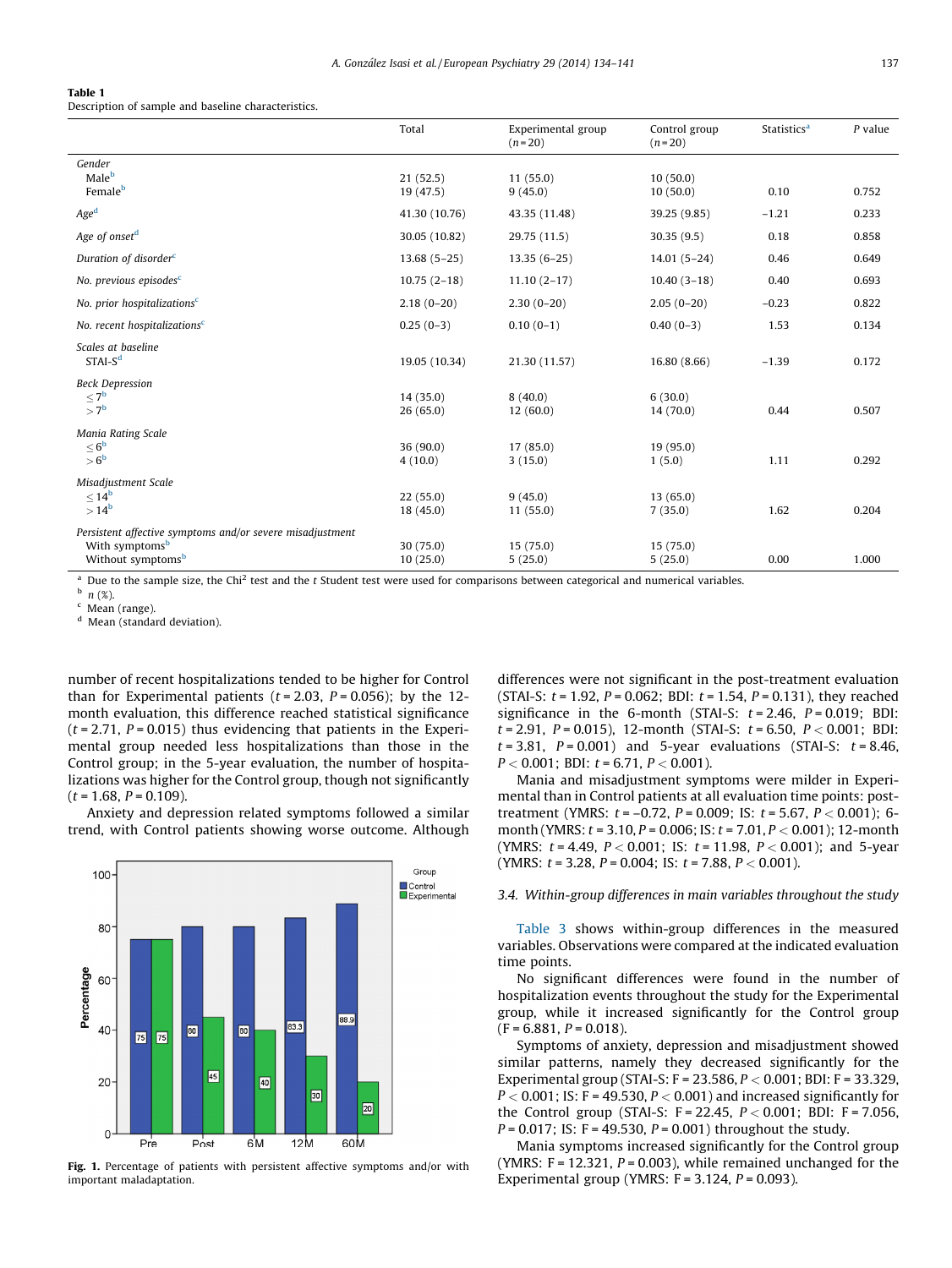**Table 1**
Description of sample and baseline characteristics.

| | Total | Experimental group (n = 20) | Control group (n = 20) | Statistics[a] | P value |
|---|---|---|---|---|---|
| *Gender* | | | | | |
| Male[b] | 21 (52.5) | 11 (55.0) | 10 (50.0) | | |
| Female[b] | 19 (47.5) | 9 (45.0) | 10 (50.0) | 0.10 | 0.752 |
| *Age*[d] | 41.30 (10.76) | 43.35 (11.48) | 39.25 (9.85) | −1.21 | 0.233 |
| *Age of onset*[d] | 30.05 (10.82) | 29.75 (11.5) | 30.35 (9.5) | 0.18 | 0.858 |
| *Duration of disorder*[c] | 13.68 (5–25) | 13.35 (6–25) | 14.01 (5–24) | 0.46 | 0.649 |
| *No. previous episodes*[c] | 10.75 (2–18) | 11.10 (2–17) | 10.40 (3–18) | 0.40 | 0.693 |
| *No. prior hospitalizations*[c] | 2.18 (0–20) | 2.30 (0–20) | 2.05 (0–20) | −0.23 | 0.822 |
| *No. recent hospitalizations*[c] | 0.25 (0–3) | 0.10 (0–1) | 0.40 (0–3) | 1.53 | 0.134 |
| *Scales at baseline* | | | | | |
| STAI-S[d] | 19.05 (10.34) | 21.30 (11.57) | 16.80 (8.66) | −1.39 | 0.172 |
| *Beck Depression* | | | | | |
| ≤ 7[b] | 14 (35.0) | 8 (40.0) | 6 (30.0) | | |
| > 7[b] | 26 (65.0) | 12 (60.0) | 14 (70.0) | 0.44 | 0.507 |
| *Mania Rating Scale* | | | | | |
| ≤ 6[b] | 36 (90.0) | 17 (85.0) | 19 (95.0) | | |
| > 6[b] | 4 (10.0) | 3 (15.0) | 1 (5.0) | 1.11 | 0.292 |
| *Misadjustment Scale* | | | | | |
| ≤ 14[b] | 22 (55.0) | 9 (45.0) | 13 (65.0) | | |
| > 14[b] | 18 (45.0) | 11 (55.0) | 7 (35.0) | 1.62 | 0.204 |
| *Persistent affective symptoms and/or severe misadjustment* | | | | | |
| With symptoms[b] | 30 (75.0) | 15 (75.0) | 15 (75.0) | | |
| Without symptoms[b] | 10 (25.0) | 5 (25.0) | 5 (25.0) | 0.00 | 1.000 |

[a] Due to the sample size, the Chi$^2$ test and the t Student test were used for comparisons between categorical and numerical variables.
[b] n (%).
[c] Mean (range).
[d] Mean (standard deviation).

number of recent hospitalizations tended to be higher for Control than for Experimental patients ($t = 2.03$, $P = 0.056$); by the 12-month evaluation, this difference reached statistical significance ($t = 2.71$, $P = 0.015$) thus evidencing that patients in the Experimental group needed less hospitalizations than those in the Control group; in the 5-year evaluation, the number of hospitalizations was higher for the Control group, though not significantly ($t = 1.68$, $P = 0.109$).

Anxiety and depression related symptoms followed a similar trend, with Control patients showing worse outcome. Although differences were not significant in the post-treatment evaluation (STAI-S: $t = 1.92$, $P = 0.062$; BDI: $t = 1.54$, $P = 0.131$), they reached significance in the 6-month (STAI-S: $t = 2.46$, $P = 0.019$; BDI: $t = 2.91$, $P = 0.015$), 12-month (STAI-S: $t = 6.50$, $P < 0.001$; BDI: $t = 3.81$, $P = 0.001$) and 5-year evaluations (STAI-S: $t = 8.46$, $P < 0.001$; BDI: $t = 6.71$, $P < 0.001$).

Mania and misadjustment symptoms were milder in Experimental than in Control patients at all evaluation time points: post-treatment (YMRS: $t = -0.72$, $P = 0.009$; IS: $t = 5.67$, $P < 0.001$); 6-month (YMRS: $t = 3.10$, $P = 0.006$; IS: $t = 7.01$, $P < 0.001$); 12-month (YMRS: $t = 4.49$, $P < 0.001$; IS: $t = 11.98$, $P < 0.001$); and 5-year (YMRS: $t = 3.28$, $P = 0.004$; IS: $t = 7.88$, $P < 0.001$).

Fig. 1. Percentage of patients with persistent affective symptoms and/or with important maladaptation.

### 3.4. Within-group differences in main variables throughout the study

Table 3 shows within-group differences in the measured variables. Observations were compared at the indicated evaluation time points.

No significant differences were found in the number of hospitalization events throughout the study for the Experimental group, while it increased significantly for the Control group ($F = 6.881$, $P = 0.018$).

Symptoms of anxiety, depression and misadjustment showed similar patterns, namely they decreased significantly for the Experimental group (STAI-S: $F = 23.586$, $P < 0.001$; BDI: $F = 33.329$, $P < 0.001$; IS: $F = 49.530$, $P < 0.001$) and increased significantly for the Control group (STAI-S: $F = 22.45$, $P < 0.001$; BDI: $F = 7.056$, $P = 0.017$; IS: $F = 49.530$, $P = 0.001$) throughout the study.

Mania symptoms increased significantly for the Control group (YMRS: $F = 12.321$, $P = 0.003$), while remained unchanged for the Experimental group (YMRS: $F = 3.124$, $P = 0.093$).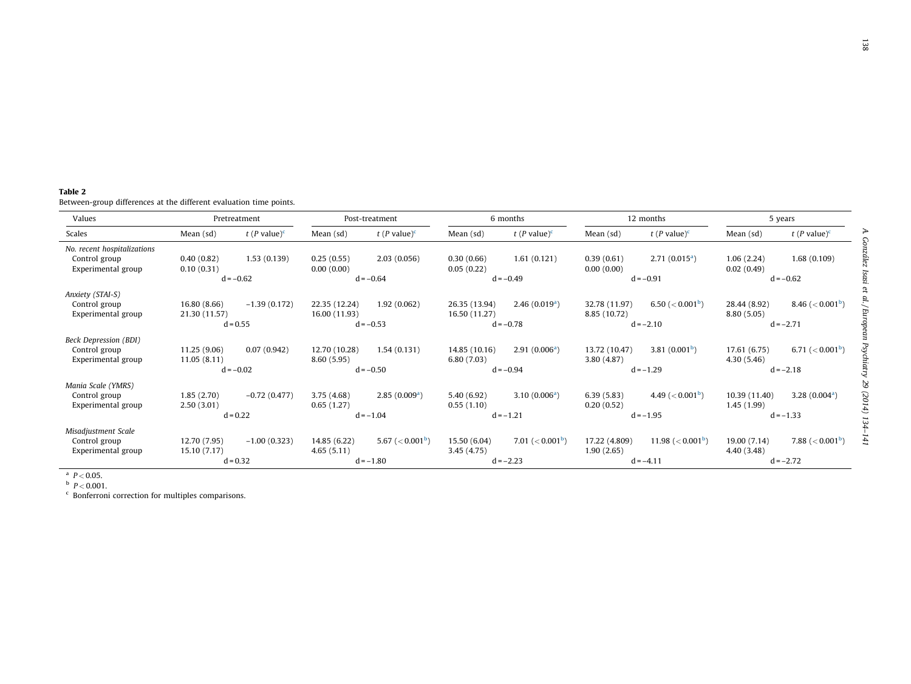**Table 2**
Between-group differences at the different evaluation time points.

| Values | Pretreatment | | Post-treatment | | 6 months | | 12 months | | 5 years | |
|---|---|---|---|---|---|---|---|---|---|---|
| Scales | Mean (sd) | $t$ ($P$ value)[c] | Mean (sd) | $t$ ($P$ value)[c] | Mean (sd) | $t$ ($P$ value)[c] | Mean (sd) | $t$ ($P$ value)[c] | Mean (sd) | $t$ ($P$ value)[c] |
| *No. recent hospitalizations* | | | | | | | | | | |
| Control group | 0.40 (0.82) | 1.53 (0.139) | 0.25 (0.55) | 2.03 (0.056) | 0.30 (0.66) | 1.61 (0.121) | 0.39 (0.61) | 2.71 (0.015[a]) | 1.06 (2.24) | 1.68 (0.109) |
| Experimental group | 0.10 (0.31) | | 0.00 (0.00) | | 0.05 (0.22) | | 0.00 (0.00) | | 0.02 (0.49) | |
| | d = −0.62 | | d = −0.64 | | d = −0.49 | | d = −0.91 | | d = −0.62 | |
| *Anxiety (STAI-S)* | | | | | | | | | | |
| Control group | 16.80 (8.66) | −1.39 (0.172) | 22.35 (12.24) | 1.92 (0.062) | 26.35 (13.94) | 2.46 (0.019[a]) | 32.78 (11.97) | 6.50 (< 0.001[b]) | 28.44 (8.92) | 8.46 (< 0.001[b]) |
| Experimental group | 21.30 (11.57) | | 16.00 (11.93) | | 16.50 (11.27) | | 8.85 (10.72) | | 8.80 (5.05) | |
| | d = 0.55 | | d = −0.53 | | d = −0.78 | | d = −2.10 | | d = −2.71 | |
| *Beck Depression (BDI)* | | | | | | | | | | |
| Control group | 11.25 (9.06) | 0.07 (0.942) | 12.70 (10.28) | 1.54 (0.131) | 14.85 (10.16) | 2.91 (0.006[a]) | 13.72 (10.47) | 3.81 (0.001[b]) | 17.61 (6.75) | 6.71 (< 0.001[b]) |
| Experimental group | 11.05 (8.11) | | 8.60 (5.95) | | 6.80 (7.03) | | 3.80 (4.87) | | 4.30 (5.46) | |
| | d = −0.02 | | d = −0.50 | | d = −0.94 | | d = −1.29 | | d = −2.18 | |
| *Mania Scale (YMRS)* | | | | | | | | | | |
| Control group | 1.85 (2.70) | −0.72 (0.477) | 3.75 (4.68) | 2.85 (0.009[a]) | 5.40 (6.92) | 3.10 (0.006[a]) | 6.39 (5.83) | 4.49 (< 0.001[b]) | 10.39 (11.40) | 3.28 (0.004[a]) |
| Experimental group | 2.50 (3.01) | | 0.65 (1.27) | | 0.55 (1.10) | | 0.20 (0.52) | | 1.45 (1.99) | |
| | d = 0.22 | | d = −1.04 | | d = −1.21 | | d = −1.95 | | d = −1.33 | |
| *Misadjustment Scale* | | | | | | | | | | |
| Control group | 12.70 (7.95) | −1.00 (0.323) | 14.85 (6.22) | 5.67 (< 0.001[b]) | 15.50 (6.04) | 7.01 (< 0.001[b]) | 17.22 (4.809) | 11.98 (< 0.001[b]) | 19.00 (7.14) | 7.88 (< 0.001[b]) |
| Experimental group | 15.10 (7.17) | | 4.65 (5.11) | | 3.45 (4.75) | | 1.90 (2.65) | | 4.40 (3.48) | |
| | d = 0.32 | | d = −1.80 | | d = −2.23 | | d = −4.11 | | d = −2.72 | |

[a] $P < 0.05$.
[b] $P < 0.001$.
[c] Bonferroni correction for multiples comparisons.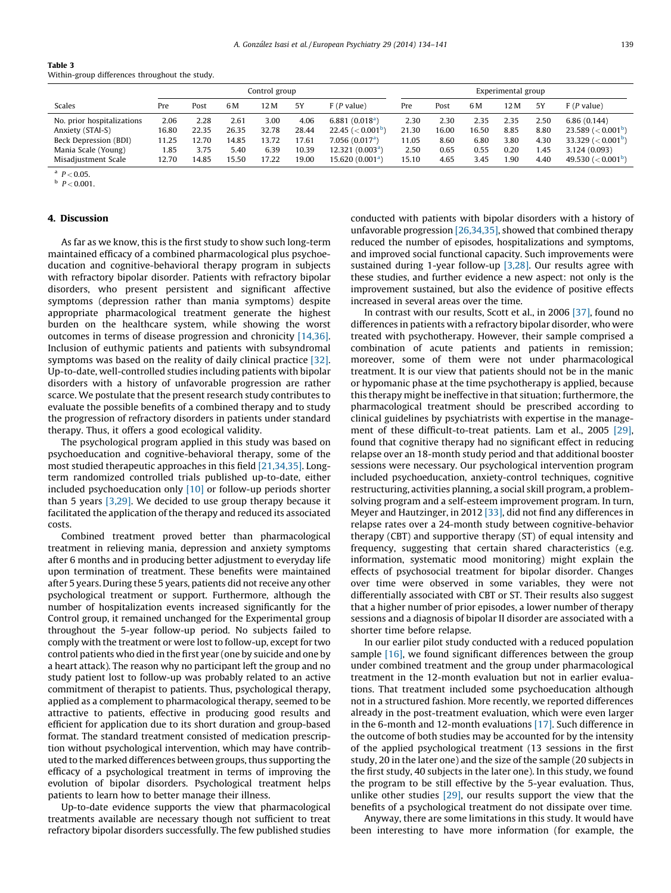**Table 3**
Within-group differences throughout the study.

| | Control group | | | | | | Experimental group | | | | | |
|---|---|---|---|---|---|---|---|---|---|---|---|---|
| Scales | Pre | Post | 6 M | 12 M | 5Y | F (P value) | Pre | Post | 6 M | 12 M | 5Y | F (P value) |
| No. prior hospitalizations | 2.06 | 2.28 | 2.61 | 3.00 | 4.06 | 6.881 (0.018[a]) | 2.30 | 2.30 | 2.35 | 2.35 | 2.50 | 6.86 (0.144) |
| Anxiety (STAI-S) | 16.80 | 22.35 | 26.35 | 32.78 | 28.44 | 22.45 (< 0.001[b]) | 21.30 | 16.00 | 16.50 | 8.85 | 8.80 | 23.589 (< 0.001[b]) |
| Beck Depression (BDI) | 11.25 | 12.70 | 14.85 | 13.72 | 17.61 | 7.056 (0.017[a]) | 11.05 | 8.60 | 6.80 | 3.80 | 4.30 | 33.329 (< 0.001[b]) |
| Mania Scale (Young) | 1.85 | 3.75 | 5.40 | 6.39 | 10.39 | 12.321 (0.003[a]) | 2.50 | 0.65 | 0.55 | 0.20 | 1.45 | 3.124 (0.093) |
| Misadjustment Scale | 12.70 | 14.85 | 15.50 | 17.22 | 19.00 | 15.620 (0.001[a]) | 15.10 | 4.65 | 3.45 | 1.90 | 4.40 | 49.530 (< 0.001[b]) |

[a] $P < 0.05$.
[b] $P < 0.001$.

## 4. Discussion

As far as we know, this is the first study to show such long-term maintained efficacy of a combined pharmacological plus psychoeducation and cognitive-behavioral therapy program in subjects with refractory bipolar disorder. Patients with refractory bipolar disorders, who present persistent and significant affective symptoms (depression rather than mania symptoms) despite appropriate pharmacological treatment generate the highest burden on the healthcare system, while showing the worst outcomes in terms of disease progression and chronicity [14,36]. Inclusion of euthymic patients and patients with subsyndromal symptoms was based on the reality of daily clinical practice [32]. Up-to-date, well-controlled studies including patients with bipolar disorders with a history of unfavorable progression are rather scarce. We postulate that the present research study contributes to evaluate the possible benefits of a combined therapy and to study the progression of refractory disorders in patients under standard therapy. Thus, it offers a good ecological validity.

The psychological program applied in this study was based on psychoeducation and cognitive-behavioral therapy, some of the most studied therapeutic approaches in this field [21,34,35]. Long-term randomized controlled trials published up-to-date, either included psychoeducation only [10] or follow-up periods shorter than 5 years [3,29]. We decided to use group therapy because it facilitated the application of the therapy and reduced its associated costs.

Combined treatment proved better than pharmacological treatment in relieving mania, depression and anxiety symptoms after 6 months and in producing better adjustment to everyday life upon termination of treatment. These benefits were maintained after 5 years. During these 5 years, patients did not receive any other psychological treatment or support. Furthermore, although the number of hospitalization events increased significantly for the Control group, it remained unchanged for the Experimental group throughout the 5-year follow-up period. No subjects failed to comply with the treatment or were lost to follow-up, except for two control patients who died in the first year (one by suicide and one by a heart attack). The reason why no participant left the group and no study patient lost to follow-up was probably related to an active commitment of therapist to patients. Thus, psychological therapy, applied as a complement to pharmacological therapy, seemed to be attractive to patients, effective in producing good results and efficient for application due to its short duration and group-based format. The standard treatment consisted of medication prescription without psychological intervention, which may have contributed to the marked differences between groups, thus supporting the efficacy of a psychological treatment in terms of improving the evolution of bipolar disorders. Psychological treatment helps patients to learn how to better manage their illness.

Up-to-date evidence supports the view that pharmacological treatments available are necessary though not sufficient to treat refractory bipolar disorders successfully. The few published studies conducted with patients with bipolar disorders with a history of unfavorable progression [26,34,35], showed that combined therapy reduced the number of episodes, hospitalizations and symptoms, and improved social functional capacity. Such improvements were sustained during 1-year follow-up [3,28]. Our results agree with these studies, and further evidence a new aspect: not only is the improvement sustained, but also the evidence of positive effects increased in several areas over the time.

In contrast with our results, Scott et al., in 2006 [37], found no differences in patients with a refractory bipolar disorder, who were treated with psychotherapy. However, their sample comprised a combination of acute patients and patients in remission; moreover, some of them were not under pharmacological treatment. It is our view that patients should not be in the manic or hypomanic phase at the time psychotherapy is applied, because this therapy might be ineffective in that situation; furthermore, the pharmacological treatment should be prescribed according to clinical guidelines by psychiatrists with expertise in the management of these difficult-to-treat patients. Lam et al., 2005 [29], found that cognitive therapy had no significant effect in reducing relapse over an 18-month study period and that additional booster sessions were necessary. Our psychological intervention program included psychoeducation, anxiety-control techniques, cognitive restructuring, activities planning, a social skill program, a problem-solving program and a self-esteem improvement program. In turn, Meyer and Hautzinger, in 2012 [33], did not find any differences in relapse rates over a 24-month study between cognitive-behavior therapy (CBT) and supportive therapy (ST) of equal intensity and frequency, suggesting that certain shared characteristics (e.g. information, systematic mood monitoring) might explain the effects of psychosocial treatment for bipolar disorder. Changes over time were observed in some variables, they were not differentially associated with CBT or ST. Their results also suggest that a higher number of prior episodes, a lower number of therapy sessions and a diagnosis of bipolar II disorder are associated with a shorter time before relapse.

In our earlier pilot study conducted with a reduced population sample [16], we found significant differences between the group under combined treatment and the group under pharmacological treatment in the 12-month evaluation but not in earlier evaluations. That treatment included some psychoeducation although not in a structured fashion. More recently, we reported differences already in the post-treatment evaluation, which were even larger in the 6-month and 12-month evaluations [17]. Such difference in the outcome of both studies may be accounted for by the intensity of the applied psychological treatment (13 sessions in the first study, 20 in the later one) and the size of the sample (20 subjects in the first study, 40 subjects in the later one). In this study, we found the program to be still effective by the 5-year evaluation. Thus, unlike other studies [29], our results support the view that the benefits of a psychological treatment do not dissipate over time.

Anyway, there are some limitations in this study. It would have been interesting to have more information (for example, the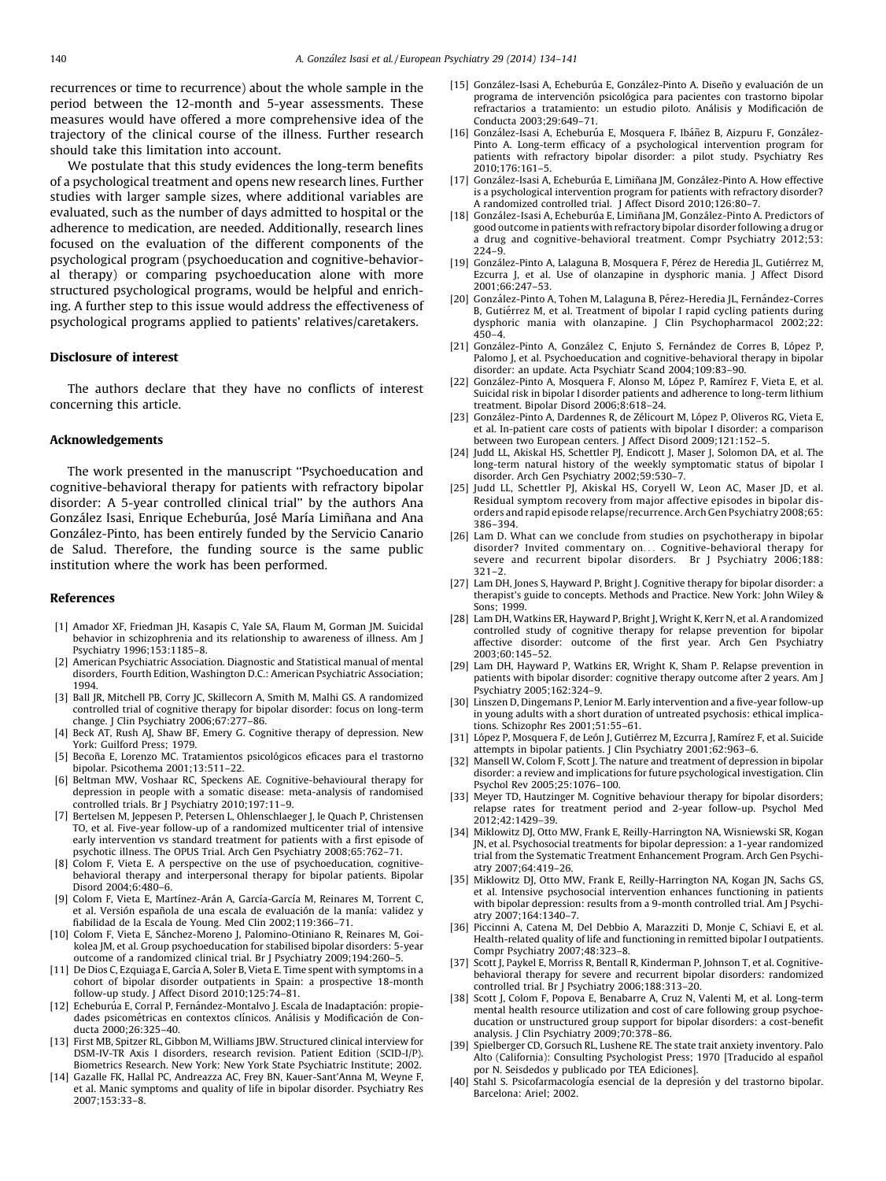recurrences or time to recurrence) about the whole sample in the period between the 12-month and 5-year assessments. These measures would have offered a more comprehensive idea of the trajectory of the clinical course of the illness. Further research should take this limitation into account.

We postulate that this study evidences the long-term benefits of a psychological treatment and opens new research lines. Further studies with larger sample sizes, where additional variables are evaluated, such as the number of days admitted to hospital or the adherence to medication, are needed. Additionally, research lines focused on the evaluation of the different components of the psychological program (psychoeducation and cognitive-behavioral therapy) or comparing psychoeducation alone with more structured psychological programs, would be helpful and enriching. A further step to this issue would address the effectiveness of psychological programs applied to patients' relatives/caretakers.

## Disclosure of interest

The authors declare that they have no conflicts of interest concerning this article.

## Acknowledgements

The work presented in the manuscript "Psychoeducation and cognitive-behavioral therapy for patients with refractory bipolar disorder: A 5-year controlled clinical trial" by the authors Ana González Isasi, Enrique Echeburúa, José María Limiñana and Ana González-Pinto, has been entirely funded by the Servicio Canario de Salud. Therefore, the funding source is the same public institution where the work has been performed.

## References

[1] Amador XF, Friedman JH, Kasapis C, Yale SA, Flaum M, Gorman JM. Suicidal behavior in schizophrenia and its relationship to awareness of illness. Am J Psychiatry 1996;153:1185–8.

[2] American Psychiatric Association. Diagnostic and Statistical manual of mental disorders, Fourth Edition, Washington D.C.: American Psychiatric Association; 1994.

[3] Ball JR, Mitchell PB, Corry JC, Skillecorn A, Smith M, Malhi GS. A randomized controlled trial of cognitive therapy for bipolar disorder: focus on long-term change. J Clin Psychiatry 2006;67:277–86.

[4] Beck AT, Rush AJ, Shaw BF, Emery G. Cognitive therapy of depression. New York: Guilford Press; 1979.

[5] Becoña E, Lorenzo MC. Tratamientos psicológicos eficaces para el trastorno bipolar. Psicothema 2001;13:511–22.

[6] Beltman MW, Voshaar RC, Speckens AE. Cognitive-behavioural therapy for depression in people with a somatic disease: meta-analysis of randomised controlled trials. Br J Psychiatry 2010;197:11–9.

[7] Bertelsen M, Jeppesen P, Petersen L, Ohlenschlaeger J, le Quach P, Christensen TO, et al. Five-year follow-up of a randomized multicenter trial of intensive early intervention vs standard treatment for patients with a first episode of psychotic illness. The OPUS Trial. Arch Gen Psychiatry 2008;65:762–71.

[8] Colom F, Vieta E. A perspective on the use of psychoeducation, cognitive-behavioral therapy and interpersonal therapy for bipolar patients. Bipolar Disord 2004;6:480–6.

[9] Colom F, Vieta E, Martínez-Arán A, García-García M, Reinares M, Torrent C, et al. Versión española de una escala de evaluación de la manía: validez y fiabilidad de la Escala de Young. Med Clin 2002;119:366–71.

[10] Colom F, Vieta E, Sánchez-Moreno J, Palomino-Otiniano R, Reinares M, Goikolea JM, et al. Group psychoeducation for stabilised bipolar disorders: 5-year outcome of a randomized clinical trial. Br J Psychiatry 2009;194:260–5.

[11] De Dios C, Ezquiaga E, García A, Soler B, Vieta E. Time spent with symptoms in a cohort of bipolar disorder outpatients in Spain: a prospective 18-month follow-up study. J Affect Disord 2010;125:74–81.

[12] Echeburúa E, Corral P, Fernández-Montalvo J. Escala de Inadaptación: propiedades psicométricas en contextos clínicos. Análisis y Modificación de Conducta 2000;26:325–40.

[13] First MB, Spitzer RL, Gibbon M, Williams JBW. Structured clinical interview for DSM-IV-TR Axis I disorders, research revision. Patient Edition (SCID-I/P). Biometrics Research. New York: New York State Psychiatric Institute; 2002.

[14] Gazalle FK, Hallal PC, Andreazza AC, Frey BN, Kauer-Sant'Anna M, Weyne F, et al. Manic symptoms and quality of life in bipolar disorder. Psychiatry Res 2007;153:33–8.

[15] González-Isasi A, Echeburúa E, González-Pinto A. Diseño y evaluación de un programa de intervención psicológica para pacientes con trastorno bipolar refractarios a tratamiento: un estudio piloto. Análisis y Modificación de Conducta 2003;29:649–71.

[16] González-Isasi A, Echeburúa E, Mosquera F, Ibáñez B, Aizpuru F, González-Pinto A. Long-term efficacy of a psychological intervention program for patients with refractory bipolar disorder: a pilot study. Psychiatry Res 2010;176:161–5.

[17] González-Isasi A, Echeburúa E, Limiñana JM, González-Pinto A. How effective is a psychological intervention program for patients with refractory disorder? A randomized controlled trial. J Affect Disord 2010;126:80–7.

[18] González-Isasi A, Echeburúa E, Limiñana JM, González-Pinto A. Predictors of good outcome in patients with refractory bipolar disorder following a drug or a drug and cognitive-behavioral treatment. Compr Psychiatry 2012;53:224–9.

[19] González-Pinto A, Lalaguna B, Mosquera F, Pérez de Heredia JL, Gutiérrez M, Ezcurra J, et al. Use of olanzapine in dysphoric mania. J Affect Disord 2001;66:247–53.

[20] González-Pinto A, Tohen M, Lalaguna B, Pérez-Heredia JL, Fernández-Corres B, Gutiérrez M, et al. Treatment of bipolar I rapid cycling patients during dysphoric mania with olanzapine. J Clin Psychopharmacol 2002;22:450–4.

[21] González-Pinto A, González C, Enjuto S, Fernández de Corres B, López P, Palomo J, et al. Psychoeducation and cognitive-behavioral therapy in bipolar disorder: an update. Acta Psychiatr Scand 2004;109:83–90.

[22] González-Pinto A, Mosquera F, Alonso M, López P, Ramírez F, Vieta E, et al. Suicidal risk in bipolar I disorder patients and adherence to long-term lithium treatment. Bipolar Disord 2006;8:618–24.

[23] González-Pinto A, Dardennes R, de Zélicourt M, López P, Oliveros RG, Vieta E, et al. In-patient care costs of patients with bipolar I disorder: a comparison between two European centers. J Affect Disord 2009;121:152–5.

[24] Judd LL, Akiskal HS, Schettler PJ, Endicott J, Maser J, Solomon DA, et al. The long-term natural history of the weekly symptomatic status of bipolar I disorder. Arch Gen Psychiatry 2002;59:530–7.

[25] Judd LL, Schettler PJ, Akiskal HS, Coryell W, Leon AC, Maser JD, et al. Residual symptom recovery from major affective episodes in bipolar disorders and rapid episode relapse/recurrence. Arch Gen Psychiatry 2008;65:386–394.

[26] Lam D. What can we conclude from studies on psychotherapy in bipolar disorder? Invited commentary on... Cognitive-behavioral therapy for severe and recurrent bipolar disorders. Br J Psychiatry 2006;188:321–2.

[27] Lam DH, Jones S, Hayward P, Bright J. Cognitive therapy for bipolar disorder: a therapist's guide to concepts. Methods and Practice. New York: John Wiley & Sons; 1999.

[28] Lam DH, Watkins ER, Hayward P, Bright J, Wright K, Kerr N, et al. A randomized controlled study of cognitive therapy for relapse prevention for bipolar affective disorder: outcome of the first year. Arch Gen Psychiatry 2003;60:145–52.

[29] Lam DH, Hayward P, Watkins ER, Wright K, Sham P. Relapse prevention in patients with bipolar disorder: cognitive therapy outcome after 2 years. Am J Psychiatry 2005;162:324–9.

[30] Linszen D, Dingemans P, Lenior M. Early intervention and a five-year follow-up in young adults with a short duration of untreated psychosis: ethical implications. Schizophr Res 2001;51:55–61.

[31] López P, Mosquera F, de León J, Gutiérrez M, Ezcurra J, Ramírez F, et al. Suicide attempts in bipolar patients. J Clin Psychiatry 2001;62:963–6.

[32] Mansell W, Colom F, Scott J. The nature and treatment of depression in bipolar disorder: a review and implications for future psychological investigation. Clin Psychol Rev 2005;25:1076–100.

[33] Meyer TD, Hautzinger M. Cognitive behaviour therapy for bipolar disorders; relapse rates for treatment period and 2-year follow-up. Psychol Med 2012;42:1429–39.

[34] Miklowitz DJ, Otto MW, Frank E, Reilly-Harrington NA, Wisniewski SR, Kogan JN, et al. Psychosocial treatments for bipolar depression: a 1-year randomized trial from the Systematic Treatment Enhancement Program. Arch Gen Psychiatry 2007;64:419–26.

[35] Miklowitz DJ, Otto MW, Frank E, Reilly-Harrington NA, Kogan JN, Sachs GS, et al. Intensive psychosocial intervention enhances functioning in patients with bipolar depression: results from a 9-month controlled trial. Am J Psychiatry 2007;164:1340–7.

[36] Piccinni A, Catena M, Del Debbio A, Marazziti D, Monje C, Schiavi E, et al. Health-related quality of life and functioning in remitted bipolar I outpatients. Compr Psychiatry 2007;48:323–8.

[37] Scott J, Paykel E, Morriss R, Bentall R, Kinderman P, Johnson T, et al. Cognitive-behavioral therapy for severe and recurrent bipolar disorders: randomized controlled trial. Br J Psychiatry 2006;188:313–20.

[38] Scott J, Colom F, Popova E, Benabarre A, Cruz N, Valenti M, et al. Long-term mental health resource utilization and cost of care following group psychoeducation or unstructured group support for bipolar disorders: a cost-benefit analysis. J Clin Psychiatry 2009;70:378–86.

[39] Spielberger CD, Gorsuch RL, Lushene RE. The state trait anxiety inventory. Palo Alto (California): Consulting Psychologist Press; 1970 [Traducido al español por N. Seisdedos y publicado por TEA Ediciones].

[40] Stahl S. Psicofarmacología esencial de la depresión y del trastorno bipolar. Barcelona: Ariel; 2002.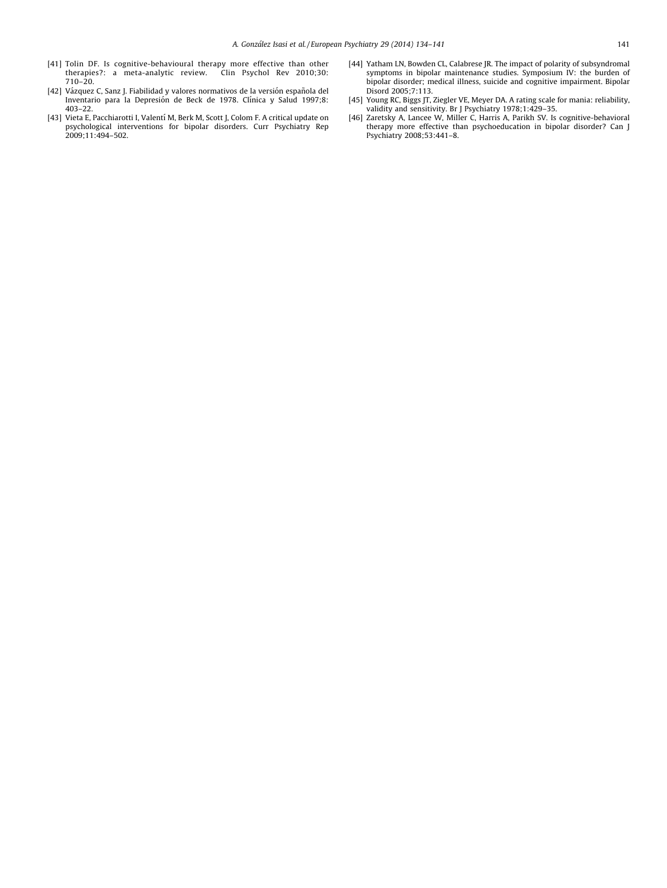[41] Tolin DF. Is cognitive-behavioural therapy more effective than other therapies?: a meta-analytic review. Clin Psychol Rev 2010;30: 710–20.

[42] Vázquez C, Sanz J. Fiabilidad y valores normativos de la versión española del Inventario para la Depresión de Beck de 1978. Clínica y Salud 1997;8: 403–22.

[43] Vieta E, Pacchiarotti I, Valentí M, Berk M, Scott J, Colom F. A critical update on psychological interventions for bipolar disorders. Curr Psychiatry Rep 2009;11:494–502.

[44] Yatham LN, Bowden CL, Calabrese JR. The impact of polarity of subsyndromal symptoms in bipolar maintenance studies. Symposium IV: the burden of bipolar disorder; medical illness, suicide and cognitive impairment. Bipolar Disord 2005;7:113.

[45] Young RC, Biggs JT, Ziegler VE, Meyer DA. A rating scale for mania: reliability, validity and sensitivity. Br J Psychiatry 1978;1:429–35.

[46] Zaretsky A, Lancee W, Miller C, Harris A, Parikh SV. Is cognitive-behavioral therapy more effective than psychoeducation in bipolar disorder? Can J Psychiatry 2008;53:441–8.